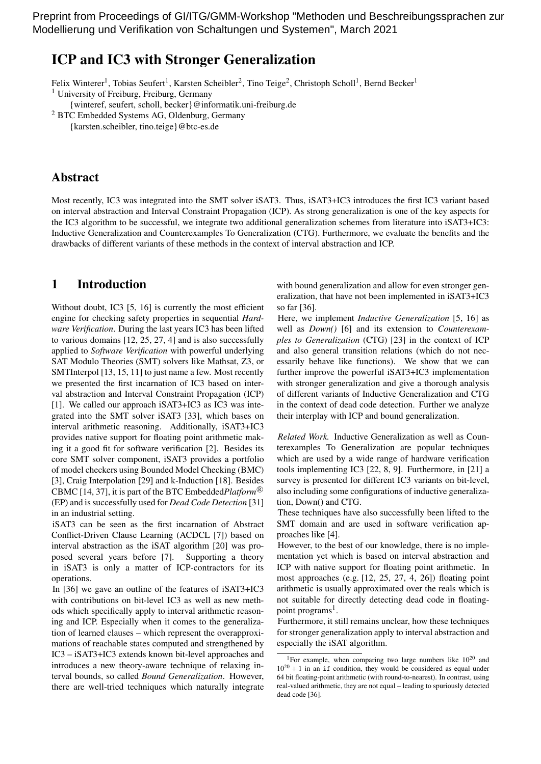Preprint from Proceedings of GI/ITG/GMM-Workshop "Methoden und Beschreibungssprachen zur Modellierung und Verifikation von Schaltungen und Systemen", March 2021

# ICP and IC3 with Stronger Generalization

Felix Winterer[1], Tobias Seufert[1], Karsten Scheibler[2], Tino Teige[2], Christoph Scholl[1], Bernd Becker[1]

[1] University of Freiburg, Freiburg, Germany
{winteref, seufert, scholl, becker}@informatik.uni-freiburg.de

[2] BTC Embedded Systems AG, Oldenburg, Germany
{karsten.scheibler, tino.teige}@btc-es.de

## Abstract

Most recently, IC3 was integrated into the SMT solver iSAT3. Thus, iSAT3+IC3 introduces the first IC3 variant based on interval abstraction and Interval Constraint Propagation (ICP). As strong generalization is one of the key aspects for the IC3 algorithm to be successful, we integrate two additional generalization schemes from literature into iSAT3+IC3: Inductive Generalization and Counterexamples To Generalization (CTG). Furthermore, we evaluate the benefits and the drawbacks of different variants of these methods in the context of interval abstraction and ICP.

## 1 Introduction

Without doubt, IC3 [5, 16] is currently the most efficient engine for checking safety properties in sequential *Hardware Verification*. During the last years IC3 has been lifted to various domains [12, 25, 27, 4] and is also successfully applied to *Software Verification* with powerful underlying SAT Modulo Theories (SMT) solvers like Mathsat, Z3, or SMTInterpol [13, 15, 11] to just name a few. Most recently we presented the first incarnation of IC3 based on interval abstraction and Interval Constraint Propagation (ICP) [1]. We called our approach iSAT3+IC3 as IC3 was integrated into the SMT solver iSAT3 [33], which bases on interval arithmetic reasoning. Additionally, iSAT3+IC3 provides native support for floating point arithmetic making it a good fit for software verification [2]. Besides its core SMT solver component, iSAT3 provides a portfolio of model checkers using Bounded Model Checking (BMC) [3], Craig Interpolation [29] and k-Induction [18]. Besides CBMC [14, 37], it is part of the BTC Embedded*Platform*® (EP) and is successfully used for *Dead Code Detection* [31] in an industrial setting.

iSAT3 can be seen as the first incarnation of Abstract Conflict-Driven Clause Learning (ACDCL [7]) based on interval abstraction as the iSAT algorithm [20] was proposed several years before [7]. Supporting a theory in iSAT3 is only a matter of ICP-contractors for its operations.

In [36] we gave an outline of the features of iSAT3+IC3 with contributions on bit-level IC3 as well as new methods which specifically apply to interval arithmetic reasoning and ICP. Especially when it comes to the generalization of learned clauses – which represent the overapproximations of reachable states computed and strengthened by IC3 – iSAT3+IC3 extends known bit-level approaches and introduces a new theory-aware technique of relaxing interval bounds, so called *Bound Generalization*. However, there are well-tried techniques which naturally integrate with bound generalization and allow for even stronger generalization, that have not been implemented in iSAT3+IC3 so far [36].

Here, we implement *Inductive Generalization* [5, 16] as well as *Down()* [6] and its extension to *Counterexamples to Generalization* (CTG) [23] in the context of ICP and also general transition relations (which do not necessarily behave like functions). We show that we can further improve the powerful iSAT3+IC3 implementation with stronger generalization and give a thorough analysis of different variants of Inductive Generalization and CTG in the context of dead code detection. Further we analyze their interplay with ICP and bound generalization.

*Related Work.* Inductive Generalization as well as Counterexamples To Generalization are popular techniques which are used by a wide range of hardware verification tools implementing IC3 [22, 8, 9]. Furthermore, in [21] a survey is presented for different IC3 variants on bit-level, also including some configurations of inductive generalization, Down() and CTG.

These techniques have also successfully been lifted to the SMT domain and are used in software verification approaches like [4].

However, to the best of our knowledge, there is no implementation yet which is based on interval abstraction and ICP with native support for floating point arithmetic. In most approaches (e.g. [12, 25, 27, 4, 26]) floating point arithmetic is usually approximated over the reals which is not suitable for directly detecting dead code in floating-point programs[1].

Furthermore, it still remains unclear, how these techniques for stronger generalization apply to interval abstraction and especially the iSAT algorithm.

[1] For example, when comparing two large numbers like $10^{20}$ and $10^{20}+1$ in an `if` condition, they would be considered as equal under 64 bit floating-point arithmetic (with round-to-nearest). In contrast, using real-valued arithmetic, they are not equal – leading to spuriously detected dead code [36].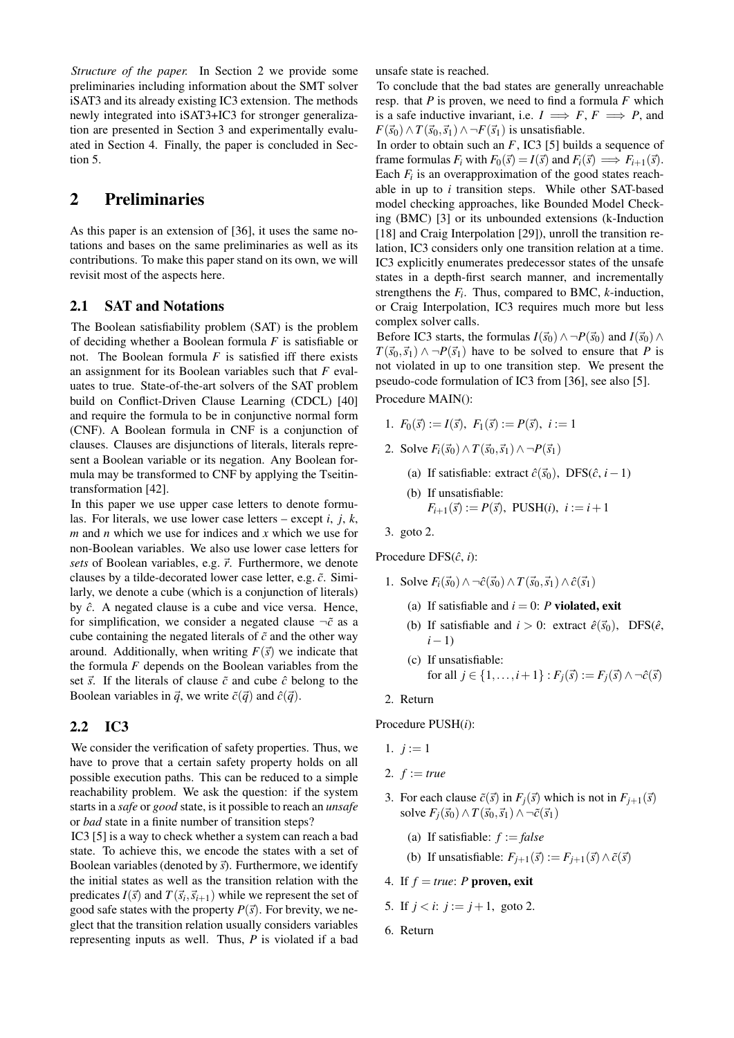*Structure of the paper.* In Section 2 we provide some preliminaries including information about the SMT solver iSAT3 and its already existing IC3 extension. The methods newly integrated into iSAT3+IC3 for stronger generalization are presented in Section 3 and experimentally evaluated in Section 4. Finally, the paper is concluded in Section 5.

# 2 Preliminaries

As this paper is an extension of [36], it uses the same notations and bases on the same preliminaries as well as its contributions. To make this paper stand on its own, we will revisit most of the aspects here.

## 2.1 SAT and Notations

The Boolean satisfiability problem (SAT) is the problem of deciding whether a Boolean formula $F$ is satisfiable or not. The Boolean formula $F$ is satisfied iff there exists an assignment for its Boolean variables such that $F$ evaluates to true. State-of-the-art solvers of the SAT problem build on Conflict-Driven Clause Learning (CDCL) [40] and require the formula to be in conjunctive normal form (CNF). A Boolean formula in CNF is a conjunction of clauses. Clauses are disjunctions of literals, literals represent a Boolean variable or its negation. Any Boolean formula may be transformed to CNF by applying the Tseitin-transformation [42].

In this paper we use upper case letters to denote formulas. For literals, we use lower case letters – except $i$, $j$, $k$, $m$ and $n$ which we use for indices and $x$ which we use for non-Boolean variables. We also use lower case letters for *sets* of Boolean variables, e.g. $\vec{r}$. Furthermore, we denote clauses by a tilde-decorated lower case letter, e.g. $\tilde{c}$. Similarly, we denote a cube (which is a conjunction of literals) by $\hat{c}$. A negated clause is a cube and vice versa. Hence, for simplification, we consider a negated clause $\neg\tilde{c}$ as a cube containing the negated literals of $\tilde{c}$ and the other way around. Additionally, when writing $F(\vec{s})$ we indicate that the formula $F$ depends on the Boolean variables from the set $\vec{s}$. If the literals of clause $\tilde{c}$ and cube $\hat{c}$ belong to the Boolean variables in $\vec{q}$, we write $\tilde{c}(\vec{q})$ and $\hat{c}(\vec{q})$.

## 2.2 IC3

We consider the verification of safety properties. Thus, we have to prove that a certain safety property holds on all possible execution paths. This can be reduced to a simple reachability problem. We ask the question: if the system starts in a *safe* or *good* state, is it possible to reach an *unsafe* or *bad* state in a finite number of transition steps?

IC3 [5] is a way to check whether a system can reach a bad state. To achieve this, we encode the states with a set of Boolean variables (denoted by $\vec{s}$). Furthermore, we identify the initial states as well as the transition relation with the predicates $I(\vec{s})$ and $T(\vec{s}_i,\vec{s}_{i+1})$ while we represent the set of good safe states with the property $P(\vec{s})$. For brevity, we neglect that the transition relation usually considers variables representing inputs as well. Thus, $P$ is violated if a bad unsafe state is reached.

To conclude that the bad states are generally unreachable resp. that $P$ is proven, we need to find a formula $F$ which is a safe inductive invariant, i.e. $I \implies F$, $F \implies P$, and $F(\vec{s}_0) \wedge T(\vec{s}_0,\vec{s}_1) \wedge \neg F(\vec{s}_1)$ is unsatisfiable.

In order to obtain such an $F$, IC3 [5] builds a sequence of frame formulas $F_i$ with $F_0(\vec{s}) = I(\vec{s})$ and $F_i(\vec{s}) \implies F_{i+1}(\vec{s})$. Each $F_i$ is an overapproximation of the good states reachable in up to $i$ transition steps. While other SAT-based model checking approaches, like Bounded Model Checking (BMC) [3] or its unbounded extensions (k-Induction [18] and Craig Interpolation [29]), unroll the transition relation, IC3 considers only one transition relation at a time. IC3 explicitly enumerates predecessor states of the unsafe states in a depth-first search manner, and incrementally strengthens the $F_i$. Thus, compared to BMC, $k$-induction, or Craig Interpolation, IC3 requires much more but less complex solver calls.

Before IC3 starts, the formulas $I(\vec{s}_0) \wedge \neg P(\vec{s}_0)$ and $I(\vec{s}_0) \wedge T(\vec{s}_0,\vec{s}_1) \wedge \neg P(\vec{s}_1)$ have to be solved to ensure that $P$ is not violated in up to one transition step. We present the pseudo-code formulation of IC3 from [36], see also [5].

Procedure MAIN():

1. $F_0(\vec{s}) := I(\vec{s}),\ F_1(\vec{s}) := P(\vec{s}),\ i := 1$
2. Solve $F_i(\vec{s}_0) \wedge T(\vec{s}_0,\vec{s}_1) \wedge \neg P(\vec{s}_1)$
   (a) If satisfiable: extract $\hat{c}(\vec{s}_0)$, DFS($\hat{c}$, $i-1$)
   (b) If unsatisfiable: $F_{i+1}(\vec{s}) := P(\vec{s})$, PUSH($i$), $i := i+1$
3. goto 2.

Procedure DFS($\hat{c}$, $i$):

1. Solve $F_i(\vec{s}_0) \wedge \neg\hat{c}(\vec{s}_0) \wedge T(\vec{s}_0,\vec{s}_1) \wedge \hat{c}(\vec{s}_1)$
   (a) If satisfiable and $i = 0$: $P$ **violated, exit**
   (b) If satisfiable and $i > 0$: extract $\hat{e}(\vec{s}_0)$, DFS($\hat{e}$, $i-1$)
   (c) If unsatisfiable: for all $j \in \{1,\ldots,i+1\} : F_j(\vec{s}) := F_j(\vec{s}) \wedge \neg\hat{c}(\vec{s})$
2. Return

Procedure PUSH($i$):

1. $j := 1$
2. $f := true$
3. For each clause $\tilde{c}(\vec{s})$ in $F_j(\vec{s})$ which is not in $F_{j+1}(\vec{s})$ solve $F_j(\vec{s}_0) \wedge T(\vec{s}_0,\vec{s}_1) \wedge \neg\tilde{c}(\vec{s}_1)$
   (a) If satisfiable: $f := false$
   (b) If unsatisfiable: $F_{j+1}(\vec{s}) := F_{j+1}(\vec{s}) \wedge \tilde{c}(\vec{s})$
4. If $f = true$: $P$ **proven, exit**
5. If $j < i$: $j := j+1$, goto 2.
6. Return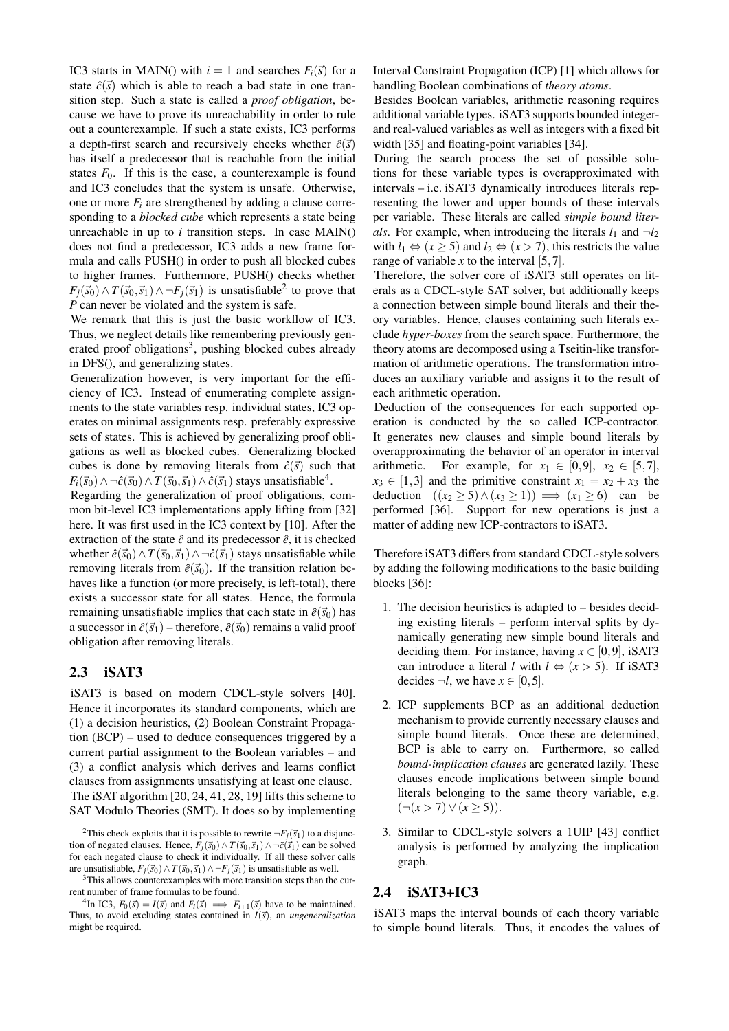IC3 starts in MAIN() with $i = 1$ and searches $F_i(\vec{s})$ for a state $\hat{c}(\vec{s})$ which is able to reach a bad state in one transition step. Such a state is called a *proof obligation*, because we have to prove its unreachability in order to rule out a counterexample. If such a state exists, IC3 performs a depth-first search and recursively checks whether $\hat{c}(\vec{s})$ has itself a predecessor that is reachable from the initial states $F_0$. If this is the case, a counterexample is found and IC3 concludes that the system is unsafe. Otherwise, one or more $F_i$ are strengthened by adding a clause corresponding to a *blocked cube* which represents a state being unreachable in up to $i$ transition steps. In case MAIN() does not find a predecessor, IC3 adds a new frame formula and calls PUSH() in order to push all blocked cubes to higher frames. Furthermore, PUSH() checks whether $F_j(\vec{s}_0) \wedge T(\vec{s}_0, \vec{s}_1) \wedge \neg F_j(\vec{s}_1)$ is unsatisfiable[2] to prove that $P$ can never be violated and the system is safe.

We remark that this is just the basic workflow of IC3. Thus, we neglect details like remembering previously generated proof obligations[3], pushing blocked cubes already in DFS(), and generalizing states.

Generalization however, is very important for the efficiency of IC3. Instead of enumerating complete assignments to the state variables resp. individual states, IC3 operates on minimal assignments resp. preferably expressive sets of states. This is achieved by generalizing proof obligations as well as blocked cubes. Generalizing blocked cubes is done by removing literals from $\hat{c}(\vec{s})$ such that $F_i(\vec{s}_0) \wedge \neg\hat{c}(\vec{s}_0) \wedge T(\vec{s}_0, \vec{s}_1) \wedge \hat{c}(\vec{s}_1)$ stays unsatisfiable[4].

Regarding the generalization of proof obligations, common bit-level IC3 implementations apply lifting from [32] here. It was first used in the IC3 context by [10]. After the extraction of the state $\hat{c}$ and its predecessor $\hat{e}$, it is checked whether $\hat{e}(\vec{s}_0) \wedge T(\vec{s}_0, \vec{s}_1) \wedge \neg\hat{c}(\vec{s}_1)$ stays unsatisfiable while removing literals from $\hat{e}(\vec{s}_0)$. If the transition relation behaves like a function (or more precisely, is left-total), there exists a successor state for all states. Hence, the formula remaining unsatisfiable implies that each state in $\hat{e}(\vec{s}_0)$ has a successor in $\hat{c}(\vec{s}_1)$ – therefore, $\hat{e}(\vec{s}_0)$ remains a valid proof obligation after removing literals.

## 2.3 iSAT3

iSAT3 is based on modern CDCL-style solvers [40]. Hence it incorporates its standard components, which are (1) a decision heuristics, (2) Boolean Constraint Propagation (BCP) – used to deduce consequences triggered by a current partial assignment to the Boolean variables – and (3) a conflict analysis which derives and learns conflict clauses from assignments unsatisfying at least one clause.

The iSAT algorithm [20, 24, 41, 28, 19] lifts this scheme to SAT Modulo Theories (SMT). It does so by implementing Interval Constraint Propagation (ICP) [1] which allows for handling Boolean combinations of *theory atoms*.

Besides Boolean variables, arithmetic reasoning requires additional variable types. iSAT3 supports bounded integer- and real-valued variables as well as integers with a fixed bit width [35] and floating-point variables [34].

During the search process the set of possible solutions for these variable types is overapproximated with intervals – i.e. iSAT3 dynamically introduces literals representing the lower and upper bounds of these intervals per variable. These literals are called *simple bound literals*. For example, when introducing the literals $l_1$ and $\neg l_2$ with $l_1 \Leftrightarrow (x \geq 5)$ and $l_2 \Leftrightarrow (x > 7)$, this restricts the value range of variable $x$ to the interval $[5, 7]$.

Therefore, the solver core of iSAT3 still operates on literals as a CDCL-style SAT solver, but additionally keeps a connection between simple bound literals and their theory variables. Hence, clauses containing such literals exclude *hyper-boxes* from the search space. Furthermore, the theory atoms are decomposed using a Tseitin-like transformation of arithmetic operations. The transformation introduces an auxiliary variable and assigns it to the result of each arithmetic operation.

Deduction of the consequences for each supported operation is conducted by the so called ICP-contractor. It generates new clauses and simple bound literals by overapproximating the behavior of an operator in interval arithmetic. For example, for $x_1 \in [0, 9]$, $x_2 \in [5, 7]$, $x_3 \in [1, 3]$ and the primitive constraint $x_1 = x_2 + x_3$ the deduction $((x_2 \geq 5) \wedge (x_3 \geq 1)) \implies (x_1 \geq 6)$ can be performed [36]. Support for new operations is just a matter of adding new ICP-contractors to iSAT3.

Therefore iSAT3 differs from standard CDCL-style solvers by adding the following modifications to the basic building blocks [36]:

1. The decision heuristics is adapted to – besides deciding existing literals – perform interval splits by dynamically generating new simple bound literals and deciding them. For instance, having $x \in [0, 9]$, iSAT3 can introduce a literal $l$ with $l \Leftrightarrow (x > 5)$. If iSAT3 decides $\neg l$, we have $x \in [0, 5]$.
2. ICP supplements BCP as an additional deduction mechanism to provide currently necessary clauses and simple bound literals. Once these are determined, BCP is able to carry on. Furthermore, so called *bound-implication clauses* are generated lazily. These clauses encode implications between simple bound literals belonging to the same theory variable, e.g. $(\neg(x > 7) \vee (x \geq 5))$.
3. Similar to CDCL-style solvers a 1UIP [43] conflict analysis is performed by analyzing the implication graph.

## 2.4 iSAT3+IC3

iSAT3 maps the interval bounds of each theory variable to simple bound literals. Thus, it encodes the values of

---

[2] This check exploits that it is possible to rewrite $\neg F_j(\vec{s}_1)$ to a disjunction of negated clauses. Hence, $F_j(\vec{s}_0) \wedge T(\vec{s}_0, \vec{s}_1) \wedge \neg\vec{c}(\vec{s}_1)$ can be solved for each negated clause to check it individually. If all these solver calls are unsatisfiable, $F_j(\vec{s}_0) \wedge T(\vec{s}_0, \vec{s}_1) \wedge \neg F_j(\vec{s}_1)$ is unsatisfiable as well.

[3] This allows counterexamples with more transition steps than the current number of frame formulas to be found.

[4] In IC3, $F_0(\vec{s}) = I(\vec{s})$ and $F_i(\vec{s}) \implies F_{i+1}(\vec{s})$ have to be maintained. Thus, to avoid excluding states contained in $I(\vec{s})$, an *ungeneralization* might be required.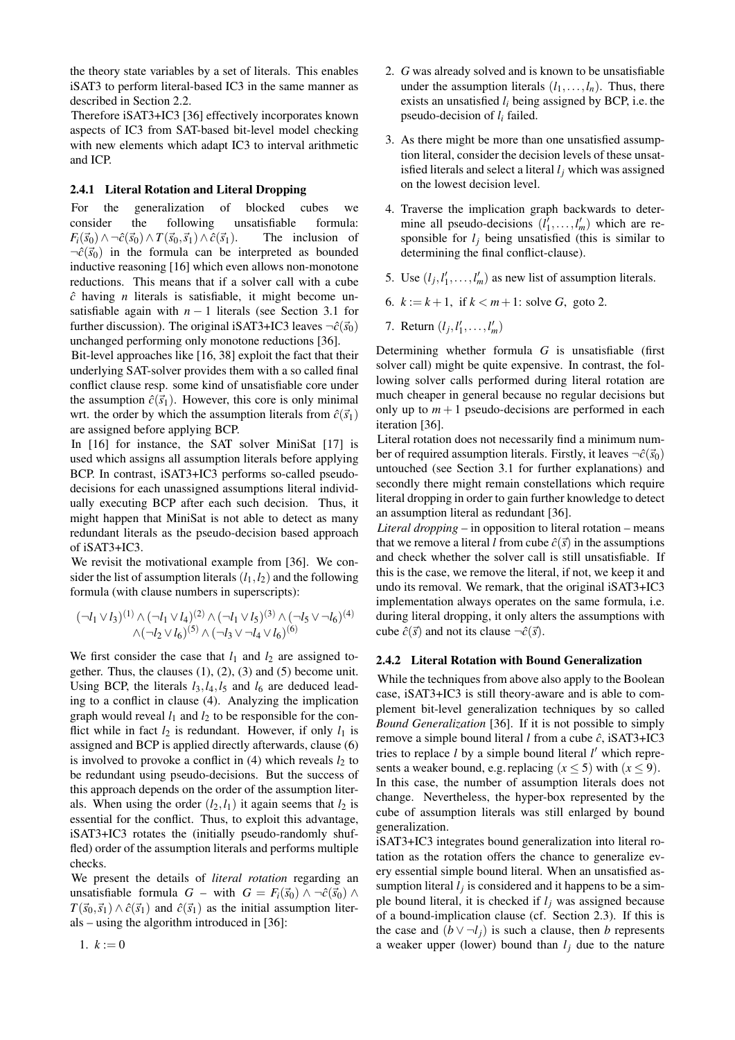the theory state variables by a set of literals. This enables iSAT3 to perform literal-based IC3 in the same manner as described in Section 2.2.

Therefore iSAT3+IC3 [36] effectively incorporates known aspects of IC3 from SAT-based bit-level model checking with new elements which adapt IC3 to interval arithmetic and ICP.

### 2.4.1 Literal Rotation and Literal Dropping

For the generalization of blocked cubes we consider the following unsatisfiable formula: $F_i(\vec{s}_0) \wedge \neg\hat{c}(\vec{s}_0) \wedge T(\vec{s}_0, \vec{s}_1) \wedge \hat{c}(\vec{s}_1)$. The inclusion of $\neg\hat{c}(\vec{s}_0)$ in the formula can be interpreted as bounded inductive reasoning [16] which even allows non-monotone reductions. This means that if a solver call with a cube $\hat{c}$ having $n$ literals is satisfiable, it might become unsatisfiable again with $n-1$ literals (see Section 3.1 for further discussion). The original iSAT3+IC3 leaves $\neg\hat{c}(\vec{s}_0)$ unchanged performing only monotone reductions [36].

Bit-level approaches like [16, 38] exploit the fact that their underlying SAT-solver provides them with a so called final conflict clause resp. some kind of unsatisfiable core under the assumption $\hat{c}(\vec{s}_1)$. However, this core is only minimal wrt. the order by which the assumption literals from $\hat{c}(\vec{s}_1)$ are assigned before applying BCP.

In [16] for instance, the SAT solver MiniSat [17] is used which assigns all assumption literals before applying BCP. In contrast, iSAT3+IC3 performs so-called pseudo-decisions for each unassigned assumptions literal individually executing BCP after each such decision. Thus, it might happen that MiniSat is not able to detect as many redundant literals as the pseudo-decision based approach of iSAT3+IC3.

We revisit the motivational example from [36]. We consider the list of assumption literals $(l_1, l_2)$ and the following formula (with clause numbers in superscripts):

$$(\neg l_1 \vee l_3)^{(1)} \wedge (\neg l_1 \vee l_4)^{(2)} \wedge (\neg l_1 \vee l_5)^{(3)} \wedge (\neg l_5 \vee \neg l_6)^{(4)} \wedge (\neg l_2 \vee l_6)^{(5)} \wedge (\neg l_3 \vee \neg l_4 \vee l_6)^{(6)}$$

We first consider the case that $l_1$ and $l_2$ are assigned together. Thus, the clauses (1), (2), (3) and (5) become unit. Using BCP, the literals $l_3, l_4, l_5$ and $l_6$ are deduced leading to a conflict in clause (4). Analyzing the implication graph would reveal $l_1$ and $l_2$ to be responsible for the conflict while in fact $l_2$ is redundant. However, if only $l_1$ is assigned and BCP is applied directly afterwards, clause (6) is involved to provoke a conflict in (4) which reveals $l_2$ to be redundant using pseudo-decisions. But the success of this approach depends on the order of the assumption literals. When using the order $(l_2, l_1)$ it again seems that $l_2$ is essential for the conflict. Thus, to exploit this advantage, iSAT3+IC3 rotates the (initially pseudo-randomly shuffled) order of the assumption literals and performs multiple checks.

We present the details of *literal rotation* regarding an unsatisfiable formula $G$ – with $G = F_i(\vec{s}_0) \wedge \neg\hat{c}(\vec{s}_0) \wedge T(\vec{s}_0, \vec{s}_1) \wedge \hat{c}(\vec{s}_1)$ and $\hat{c}(\vec{s}_1)$ as the initial assumption literals – using the algorithm introduced in [36]:

1. $k := 0$
2. $G$ was already solved and is known to be unsatisfiable under the assumption literals $(l_1, \ldots, l_n)$. Thus, there exists an unsatisfied $l_i$ being assigned by BCP, i.e. the pseudo-decision of $l_i$ failed.
3. As there might be more than one unsatisfied assumption literal, consider the decision levels of these unsatisfied literals and select a literal $l_j$ which was assigned on the lowest decision level.
4. Traverse the implication graph backwards to determine all pseudo-decisions $(l'_1, \ldots, l'_m)$ which are responsible for $l_j$ being unsatisfied (this is similar to determining the final conflict-clause).
5. Use $(l_j, l'_1, \ldots, l'_m)$ as new list of assumption literals.
6. $k := k+1$, if $k < m+1$: solve $G$, goto 2.
7. Return $(l_j, l'_1, \ldots, l'_m)$

Determining whether formula $G$ is unsatisfiable (first solver call) might be quite expensive. In contrast, the following solver calls performed during literal rotation are much cheaper in general because no regular decisions but only up to $m+1$ pseudo-decisions are performed in each iteration [36].

Literal rotation does not necessarily find a minimum number of required assumption literals. Firstly, it leaves $\neg\hat{c}(\vec{s}_0)$ untouched (see Section 3.1 for further explanations) and secondly there might remain constellations which require literal dropping in order to gain further knowledge to detect an assumption literal as redundant [36].

*Literal dropping* – in opposition to literal rotation – means that we remove a literal $l$ from cube $\hat{c}(\vec{s})$ in the assumptions and check whether the solver call is still unsatisfiable. If this is the case, we remove the literal, if not, we keep it and undo its removal. We remark, that the original iSAT3+IC3 implementation always operates on the same formula, i.e. during literal dropping, it only alters the assumptions with cube $\hat{c}(\vec{s})$ and not its clause $\neg\hat{c}(\vec{s})$.

### 2.4.2 Literal Rotation with Bound Generalization

While the techniques from above also apply to the Boolean case, iSAT3+IC3 is still theory-aware and is able to complement bit-level generalization techniques by so called *Bound Generalization* [36]. If it is not possible to simply remove a simple bound literal $l$ from a cube $\hat{c}$, iSAT3+IC3 tries to replace $l$ by a simple bound literal $l'$ which represents a weaker bound, e.g. replacing $(x \leq 5)$ with $(x \leq 9)$. In this case, the number of assumption literals does not change. Nevertheless, the hyper-box represented by the cube of assumption literals was still enlarged by bound generalization.

iSAT3+IC3 integrates bound generalization into literal rotation as the rotation offers the chance to generalize every essential simple bound literal. When an unsatisfied assumption literal $l_j$ is considered and it happens to be a simple bound literal, it is checked if $l_j$ was assigned because of a bound-implication clause (cf. Section 2.3). If this is the case and $(b \vee \neg l_j)$ is such a clause, then $b$ represents a weaker upper (lower) bound than $l_j$ due to the nature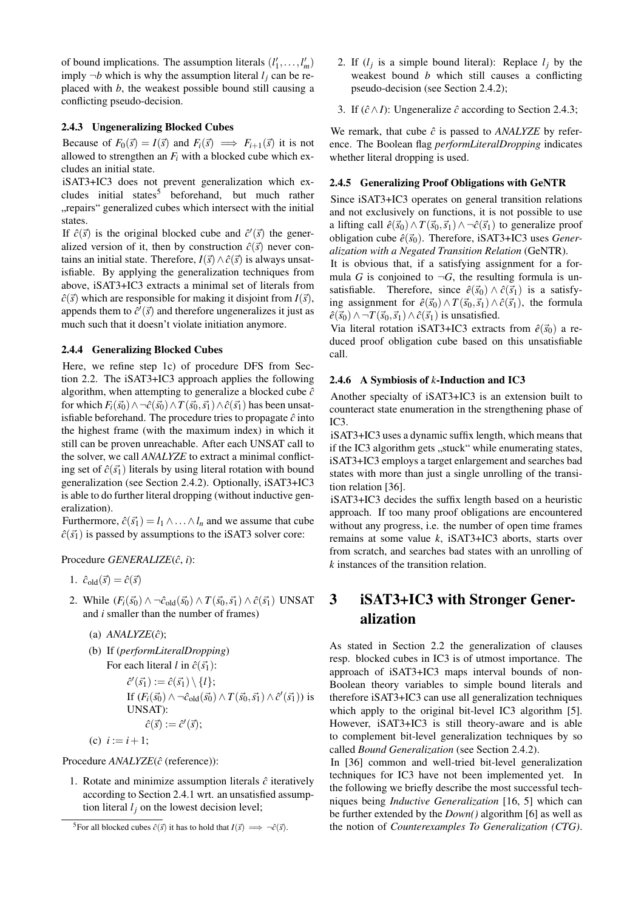of bound implications. The assumption literals $(l'_1, \ldots, l'_m)$ imply $\neg b$ which is why the assumption literal $l_j$ can be replaced with $b$, the weakest possible bound still causing a conflicting pseudo-decision.

#### 2.4.3 Ungeneralizing Blocked Cubes

Because of $F_0(\vec{s}) = I(\vec{s})$ and $F_i(\vec{s}) \implies F_{i+1}(\vec{s})$ it is not allowed to strengthen an $F_i$ with a blocked cube which excludes an initial state.

iSAT3+IC3 does not prevent generalization which excludes initial states[5] beforehand, but much rather „repairs" generalized cubes which intersect with the initial states.

If $\hat{c}(\vec{s})$ is the original blocked cube and $\hat{c}'(\vec{s})$ the generalized version of it, then by construction $\hat{c}(\vec{s})$ never contains an initial state. Therefore, $I(\vec{s}) \wedge \hat{c}(\vec{s})$ is always unsatisfiable. By applying the generalization techniques from above, iSAT3+IC3 extracts a minimal set of literals from $\hat{c}(\vec{s})$ which are responsible for making it disjoint from $I(\vec{s})$, appends them to $\hat{c}'(\vec{s})$ and therefore ungeneralizes it just as much such that it doesn't violate initiation anymore.

#### 2.4.4 Generalizing Blocked Cubes

Here, we refine step 1c) of procedure DFS from Section 2.2. The iSAT3+IC3 approach applies the following algorithm, when attempting to generalize a blocked cube $\hat{c}$ for which $F_i(\vec{s_0}) \wedge \neg\hat{c}(\vec{s_0}) \wedge T(\vec{s_0}, \vec{s_1}) \wedge \hat{c}(\vec{s_1})$ has been unsatisfiable beforehand. The procedure tries to propagate $\hat{c}$ into the highest frame (with the maximum index) in which it still can be proven unreachable. After each UNSAT call to the solver, we call *ANALYZE* to extract a minimal conflicting set of $\hat{c}(\vec{s_1})$ literals by using literal rotation with bound generalization (see Section 2.4.2). Optionally, iSAT3+IC3 is able to do further literal dropping (without inductive generalization).

Furthermore, $\hat{c}(\vec{s_1}) = l_1 \wedge \ldots \wedge l_n$ and we assume that cube $\hat{c}(\vec{s_1})$ is passed by assumptions to the iSAT3 solver core:

Procedure *GENERALIZE*($\hat{c}$, $i$):

1. $\hat{c}_{\text{old}}(\vec{s}) = \hat{c}(\vec{s})$
2. While $(F_i(\vec{s_0}) \wedge \neg\hat{c}_{\text{old}}(\vec{s_0}) \wedge T(\vec{s_0}, \vec{s_1}) \wedge \hat{c}(\vec{s_1})$ UNSAT and $i$ smaller than the number of frames)
   (a) *ANALYZE*($\hat{c}$);
   (b) If (*performLiteralDropping*)
       For each literal $l$ in $\hat{c}(\vec{s_1})$:
       $\hat{c}'(\vec{s_1}) := \hat{c}(\vec{s_1}) \setminus \{l\}$;
       If $(F_i(\vec{s_0}) \wedge \neg\hat{c}_{\text{old}}(\vec{s_0}) \wedge T(\vec{s_0}, \vec{s_1}) \wedge \hat{c}'(\vec{s_1}))$ is UNSAT):
       $\hat{c}(\vec{s}) := \hat{c}'(\vec{s})$;
   (c) $i := i + 1$;

Procedure *ANALYZE*($\hat{c}$ (reference)):

1. Rotate and minimize assumption literals $\hat{c}$ iteratively according to Section 2.4.1 wrt. an unsatisfied assumption literal $l_j$ on the lowest decision level;
2. If ($l_j$ is a simple bound literal): Replace $l_j$ by the weakest bound $b$ which still causes a conflicting pseudo-decision (see Section 2.4.2);
3. If $(\hat{c} \wedge I)$: Ungeneralize $\hat{c}$ according to Section 2.4.3;

We remark, that cube $\hat{c}$ is passed to *ANALYZE* by reference. The Boolean flag *performLiteralDropping* indicates whether literal dropping is used.

#### 2.4.5 Generalizing Proof Obligations with GeNTR

Since iSAT3+IC3 operates on general transition relations and not exclusively on functions, it is not possible to use a lifting call $\hat{e}(\vec{s_0}) \wedge T(\vec{s_0}, \vec{s_1}) \wedge \neg\hat{c}(\vec{s_1})$ to generalize proof obligation cube $\hat{e}(\vec{s_0})$. Therefore, iSAT3+IC3 uses *Generalization with a Negated Transition Relation* (GeNTR).

It is obvious that, if a satisfying assignment for a formula $G$ is conjoined to $\neg G$, the resulting formula is unsatisfiable. Therefore, since $\hat{e}(\vec{s_0}) \wedge \hat{c}(\vec{s_1})$ is a satisfying assignment for $\hat{e}(\vec{s_0}) \wedge T(\vec{s_0}, \vec{s_1}) \wedge \hat{c}(\vec{s_1})$, the formula $\hat{e}(\vec{s_0}) \wedge \neg T(\vec{s_0}, \vec{s_1}) \wedge \hat{c}(\vec{s_1})$ is unsatisfied.

Via literal rotation iSAT3+IC3 extracts from $\hat{e}(\vec{s_0})$ a reduced proof obligation cube based on this unsatisfiable call.

#### 2.4.6 A Symbiosis of $k$-Induction and IC3

Another specialty of iSAT3+IC3 is an extension built to counteract state enumeration in the strengthening phase of IC3.

iSAT3+IC3 uses a dynamic suffix length, which means that if the IC3 algorithm gets „stuck" while enumerating states, iSAT3+IC3 employs a target enlargement and searches bad states with more than just a single unrolling of the transition relation [36].

iSAT3+IC3 decides the suffix length based on a heuristic approach. If too many proof obligations are encountered without any progress, i.e. the number of open time frames remains at some value $k$, iSAT3+IC3 aborts, starts over from scratch, and searches bad states with an unrolling of $k$ instances of the transition relation.

## 3 iSAT3+IC3 with Stronger Generalization

As stated in Section 2.2 the generalization of clauses resp. blocked cubes in IC3 is of utmost importance. The approach of iSAT3+IC3 maps interval bounds of non-Boolean theory variables to simple bound literals and therefore iSAT3+IC3 can use all generalization techniques which apply to the original bit-level IC3 algorithm [5]. However, iSAT3+IC3 is still theory-aware and is able to complement bit-level generalization techniques by so called *Bound Generalization* (see Section 2.4.2).

In [36] common and well-tried bit-level generalization techniques for IC3 have not been implemented yet. In the following we briefly describe the most successful techniques being *Inductive Generalization* [16, 5] which can be further extended by the *Down()* algorithm [6] as well as the notion of *Counterexamples To Generalization (CTG)*.

[5] For all blocked cubes $\hat{c}(\vec{s})$ it has to hold that $I(\vec{s}) \implies \neg\hat{c}(\vec{s})$.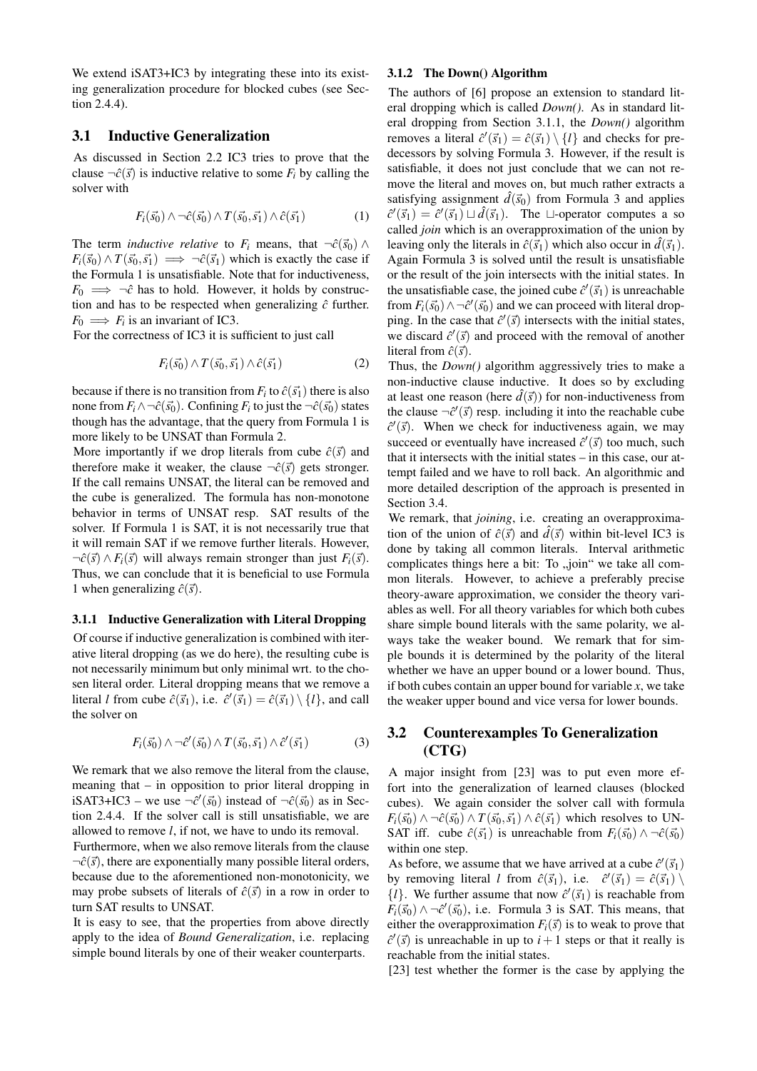We extend iSAT3+IC3 by integrating these into its existing generalization procedure for blocked cubes (see Section 2.4.4).

## 3.1 Inductive Generalization

As discussed in Section 2.2 IC3 tries to prove that the clause $\neg\hat{c}(\vec{s})$ is inductive relative to some $F_i$ by calling the solver with

$$F_i(\vec{s_0}) \wedge \neg\hat{c}(\vec{s_0}) \wedge T(\vec{s_0}, \vec{s_1}) \wedge \hat{c}(\vec{s_1}) \quad (1)$$

The term *inductive relative* to $F_i$ means, that $\neg\hat{c}(\vec{s_0}) \wedge F_i(\vec{s_0}) \wedge T(\vec{s_0}, \vec{s_1}) \implies \neg\hat{c}(\vec{s_1})$ which is exactly the case if the Formula 1 is unsatisfiable. Note that for inductiveness, $F_0 \implies \neg\hat{c}$ has to hold. However, it holds by construction and has to be respected when generalizing $\hat{c}$ further. $F_0 \implies F_i$ is an invariant of IC3.

For the correctness of IC3 it is sufficient to just call

$$F_i(\vec{s_0}) \wedge T(\vec{s_0}, \vec{s_1}) \wedge \hat{c}(\vec{s_1}) \quad (2)$$

because if there is no transition from $F_i$ to $\hat{c}(\vec{s_1})$ there is also none from $F_i \wedge \neg\hat{c}(\vec{s_0})$. Confining $F_i$ to just the $\neg\hat{c}(\vec{s_0})$ states though has the advantage, that the query from Formula 1 is more likely to be UNSAT than Formula 2.

More importantly if we drop literals from cube $\hat{c}(\vec{s})$ and therefore make it weaker, the clause $\neg\hat{c}(\vec{s})$ gets stronger. If the call remains UNSAT, the literal can be removed and the cube is generalized. The formula has non-monotone behavior in terms of UNSAT resp. SAT results of the solver. If Formula 1 is SAT, it is not necessarily true that it will remain SAT if we remove further literals. However, $\neg\hat{c}(\vec{s}) \wedge F_i(\vec{s})$ will always remain stronger than just $F_i(\vec{s})$. Thus, we can conclude that it is beneficial to use Formula 1 when generalizing $\hat{c}(\vec{s})$.

### 3.1.1 Inductive Generalization with Literal Dropping

Of course if inductive generalization is combined with iterative literal dropping (as we do here), the resulting cube is not necessarily minimum but only minimal wrt. to the chosen literal order. Literal dropping means that we remove a literal $l$ from cube $\hat{c}(\vec{s_1})$, i.e. $\hat{c}'(\vec{s_1}) = \hat{c}(\vec{s_1}) \setminus \{l\}$, and call the solver on

$$F_i(\vec{s_0}) \wedge \neg\hat{c}'(\vec{s_0}) \wedge T(\vec{s_0}, \vec{s_1}) \wedge \hat{c}'(\vec{s_1}) \quad (3)$$

We remark that we also remove the literal from the clause, meaning that – in opposition to prior literal dropping in iSAT3+IC3 – we use $\neg\hat{c}'(\vec{s_0})$ instead of $\neg\hat{c}(\vec{s_0})$ as in Section 2.4.4. If the solver call is still unsatisfiable, we are allowed to remove $l$, if not, we have to undo its removal.

Furthermore, when we also remove literals from the clause $\neg\hat{c}(\vec{s})$, there are exponentially many possible literal orders, because due to the aforementioned non-monotonicity, we may probe subsets of literals of $\hat{c}(\vec{s})$ in a row in order to turn SAT results to UNSAT.

It is easy to see, that the properties from above directly apply to the idea of *Bound Generalization*, i.e. replacing simple bound literals by one of their weaker counterparts.

### 3.1.2 The Down() Algorithm

The authors of [6] propose an extension to standard literal dropping which is called *Down()*. As in standard literal dropping from Section 3.1.1, the *Down()* algorithm removes a literal $\hat{c}'(\vec{s_1}) = \hat{c}(\vec{s_1}) \setminus \{l\}$ and checks for predecessors by solving Formula 3. However, if the result is satisfiable, it does not just conclude that we can not remove the literal and moves on, but much rather extracts a satisfying assignment $\hat{d}(\vec{s_0})$ from Formula 3 and applies $\hat{c}'(\vec{s_1}) = \hat{c}'(\vec{s_1}) \sqcup \hat{d}(\vec{s_1})$. The $\sqcup$-operator computes a so called *join* which is an overapproximation of the union by leaving only the literals in $\hat{c}(\vec{s_1})$ which also occur in $\hat{d}(\vec{s_1})$. Again Formula 3 is solved until the result is unsatisfiable or the result of the join intersects with the initial states. In the unsatisfiable case, the joined cube $\hat{c}'(\vec{s_1})$ is unreachable from $F_i(\vec{s_0}) \wedge \neg\hat{c}'(\vec{s_0})$ and we can proceed with literal dropping. In the case that $\hat{c}'(\vec{s})$ intersects with the initial states, we discard $\hat{c}'(\vec{s})$ and proceed with the removal of another literal from $\hat{c}(\vec{s})$.

Thus, the *Down()* algorithm aggressively tries to make a non-inductive clause inductive. It does so by excluding at least one reason (here $\hat{d}(\vec{s})$) for non-inductiveness from the clause $\neg\hat{c}'(\vec{s})$ resp. including it into the reachable cube $\hat{c}'(\vec{s})$. When we check for inductiveness again, we may succeed or eventually have increased $\hat{c}'(\vec{s})$ too much, such that it intersects with the initial states – in this case, our attempt failed and we have to roll back. An algorithmic and more detailed description of the approach is presented in Section 3.4.

We remark, that *joining*, i.e. creating an overapproximation of the union of $\hat{c}(\vec{s})$ and $\hat{d}(\vec{s})$ within bit-level IC3 is done by taking all common literals. Interval arithmetic complicates things here a bit: To „join“ we take all common literals. However, to achieve a preferably precise theory-aware approximation, we consider the theory variables as well. For all theory variables for which both cubes share simple bound literals with the same polarity, we always take the weaker bound. We remark that for simple bounds it is determined by the polarity of the literal whether we have an upper bound or a lower bound. Thus, if both cubes contain an upper bound for variable $x$, we take the weaker upper bound and vice versa for lower bounds.

## 3.2 Counterexamples To Generalization (CTG)

A major insight from [23] was to put even more effort into the generalization of learned clauses (blocked cubes). We again consider the solver call with formula $F_i(\vec{s_0}) \wedge \neg\hat{c}(\vec{s_0}) \wedge T(\vec{s_0}, \vec{s_1}) \wedge \hat{c}(\vec{s_1})$ which resolves to UNSAT iff. cube $\hat{c}(\vec{s_1})$ is unreachable from $F_i(\vec{s_0}) \wedge \neg\hat{c}(\vec{s_0})$ within one step.

As before, we assume that we have arrived at a cube $\hat{c}'(\vec{s_1})$ by removing literal $l$ from $\hat{c}(\vec{s_1})$, i.e. $\hat{c}'(\vec{s_1}) = \hat{c}(\vec{s_1}) \setminus \{l\}$. We further assume that now $\hat{c}'(\vec{s_1})$ is reachable from $F_i(\vec{s_0}) \wedge \neg\hat{c}'(\vec{s_0})$, i.e. Formula 3 is SAT. This means, that either the overapproximation $F_i(\vec{s})$ is to weak to prove that $\hat{c}'(\vec{s})$ is unreachable in up to $i+1$ steps or that it really is reachable from the initial states.

[23] test whether the former is the case by applying the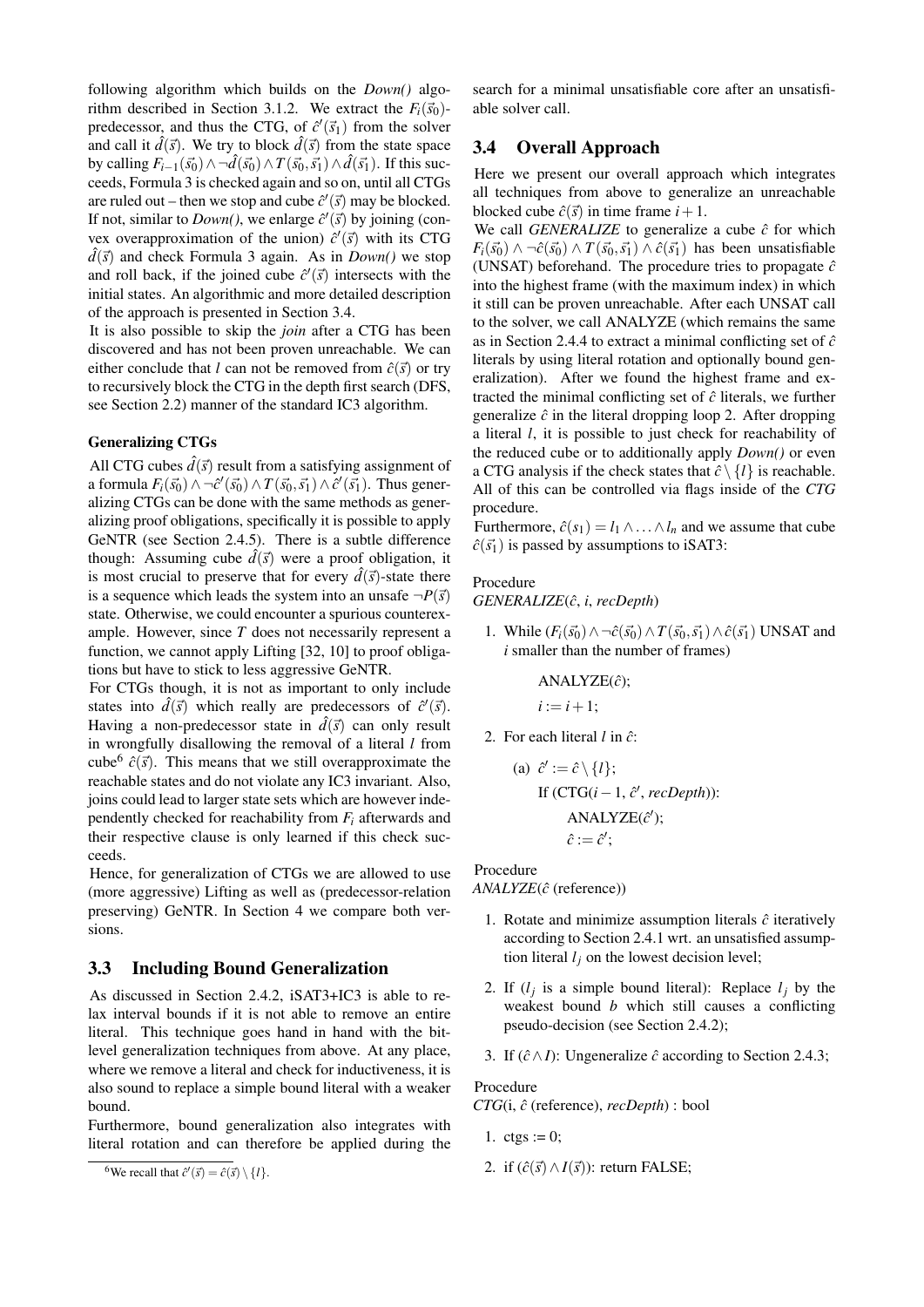following algorithm which builds on the *Down()* algorithm described in Section 3.1.2. We extract the $F_i(\vec{s_0})$-predecessor, and thus the CTG, of $\hat{c}'(\vec{s}_1)$ from the solver and call it $\hat{d}(\vec{s})$. We try to block $\hat{d}(\vec{s})$ from the state space by calling $F_{i-1}(\vec{s_0}) \wedge \neg\hat{d}(\vec{s_0}) \wedge T(\vec{s_0}, \vec{s_1}) \wedge \hat{d}(\vec{s_1})$. If this succeeds, Formula 3 is checked again and so on, until all CTGs are ruled out – then we stop and cube $\hat{c}'(\vec{s})$ may be blocked. If not, similar to *Down()*, we enlarge $\hat{c}'(\vec{s})$ by joining (convex overapproximation of the union) $\hat{c}'(\vec{s})$ with its CTG $\hat{d}(\vec{s})$ and check Formula 3 again. As in *Down()* we stop and roll back, if the joined cube $\hat{c}'(\vec{s})$ intersects with the initial states. An algorithmic and more detailed description of the approach is presented in Section 3.4.

It is also possible to skip the *join* after a CTG has been discovered and has not been proven unreachable. We can either conclude that $l$ can not be removed from $\hat{c}(\vec{s})$ or try to recursively block the CTG in the depth first search (DFS, see Section 2.2) manner of the standard IC3 algorithm.

#### Generalizing CTGs

All CTG cubes $\hat{d}(\vec{s})$ result from a satisfying assignment of a formula $F_i(\vec{s_0}) \wedge \neg\hat{c}'(\vec{s_0}) \wedge T(\vec{s_0}, \vec{s_1}) \wedge \hat{c}'(\vec{s_1})$. Thus generalizing CTGs can be done with the same methods as generalizing proof obligations, specifically it is possible to apply GeNTR (see Section 2.4.5). There is a subtle difference though: Assuming cube $\hat{d}(\vec{s})$ were a proof obligation, it is most crucial to preserve that for every $\hat{d}(\vec{s})$-state there is a sequence which leads the system into an unsafe $\neg P(\vec{s})$ state. Otherwise, we could encounter a spurious counterexample. However, since $T$ does not necessarily represent a function, we cannot apply Lifting [32, 10] to proof obligations but have to stick to less aggressive GeNTR.

For CTGs though, it is not as important to only include states into $\hat{d}(\vec{s})$ which really are predecessors of $\hat{c}'(\vec{s})$. Having a non-predecessor state in $\hat{d}(\vec{s})$ can only result in wrongfully disallowing the removal of a literal $l$ from cube[6] $\hat{c}(\vec{s})$. This means that we still overapproximate the reachable states and do not violate any IC3 invariant. Also, joins could lead to larger state sets which are however independently checked for reachability from $F_i$ afterwards and their respective clause is only learned if this check succeeds.

Hence, for generalization of CTGs we are allowed to use (more aggressive) Lifting as well as (predecessor-relation preserving) GeNTR. In Section 4 we compare both versions.

## 3.3 Including Bound Generalization

As discussed in Section 2.4.2, iSAT3+IC3 is able to relax interval bounds if it is not able to remove an entire literal. This technique goes hand in hand with the bit-level generalization techniques from above. At any place, where we remove a literal and check for inductiveness, it is also sound to replace a simple bound literal with a weaker bound.

Furthermore, bound generalization also integrates with literal rotation and can therefore be applied during the search for a minimal unsatisfiable core after an unsatisfiable solver call.

[6] We recall that $\hat{c}'(\vec{s}) = \hat{c}(\vec{s}) \setminus \{l\}$.

## 3.4 Overall Approach

Here we present our overall approach which integrates all techniques from above to generalize an unreachable blocked cube $\hat{c}(\vec{s})$ in time frame $i+1$.

We call *GENERALIZE* to generalize a cube $\hat{c}$ for which $F_i(\vec{s_0}) \wedge \neg\hat{c}(\vec{s_0}) \wedge T(\vec{s_0}, \vec{s_1}) \wedge \hat{c}(\vec{s_1})$ has been unsatisfiable (UNSAT) beforehand. The procedure tries to propagate $\hat{c}$ into the highest frame (with the maximum index) in which it still can be proven unreachable. After each UNSAT call to the solver, we call ANALYZE (which remains the same as in Section 2.4.4 to extract a minimal conflicting set of $\hat{c}$ literals by using literal rotation and optionally bound generalization). After we found the highest frame and extracted the minimal conflicting set of $\hat{c}$ literals, we further generalize $\hat{c}$ in the literal dropping loop 2. After dropping a literal $l$, it is possible to just check for reachability of the reduced cube or to additionally apply *Down()* or even a CTG analysis if the check states that $\hat{c} \setminus \{l\}$ is reachable. All of this can be controlled via flags inside of the *CTG* procedure.

Furthermore, $\hat{c}(s_1) = l_1 \wedge \ldots \wedge l_n$ and we assume that cube $\hat{c}(\vec{s_1})$ is passed by assumptions to iSAT3:

Procedure
*GENERALIZE*($\hat{c}$, $i$, *recDepth*)

1. While ($F_i(\vec{s_0}) \wedge \neg\hat{c}(\vec{s_0}) \wedge T(\vec{s_0}, \vec{s_1}) \wedge \hat{c}(\vec{s_1})$ UNSAT and $i$ smaller than the number of frames)

   ANALYZE($\hat{c}$);

   $i := i+1$;

2. For each literal $l$ in $\hat{c}$:

   (a) $\hat{c}' := \hat{c} \setminus \{l\}$;

   If (CTG($i-1$, $\hat{c}'$, *recDepth*)):

   ANALYZE($\hat{c}'$);

   $\hat{c} := \hat{c}'$;

Procedure
*ANALYZE*($\hat{c}$ (reference))

1. Rotate and minimize assumption literals $\hat{c}$ iteratively according to Section 2.4.1 wrt. an unsatisfied assumption literal $l_j$ on the lowest decision level;

2. If ($l_j$ is a simple bound literal): Replace $l_j$ by the weakest bound $b$ which still causes a conflicting pseudo-decision (see Section 2.4.2);

3. If ($\hat{c} \wedge I$): Ungeneralize $\hat{c}$ according to Section 2.4.3;

Procedure
*CTG*(i, $\hat{c}$ (reference), *recDepth*) : bool

1. ctgs := 0;

2. if ($\hat{c}(\vec{s}) \wedge I(\vec{s})$): return FALSE;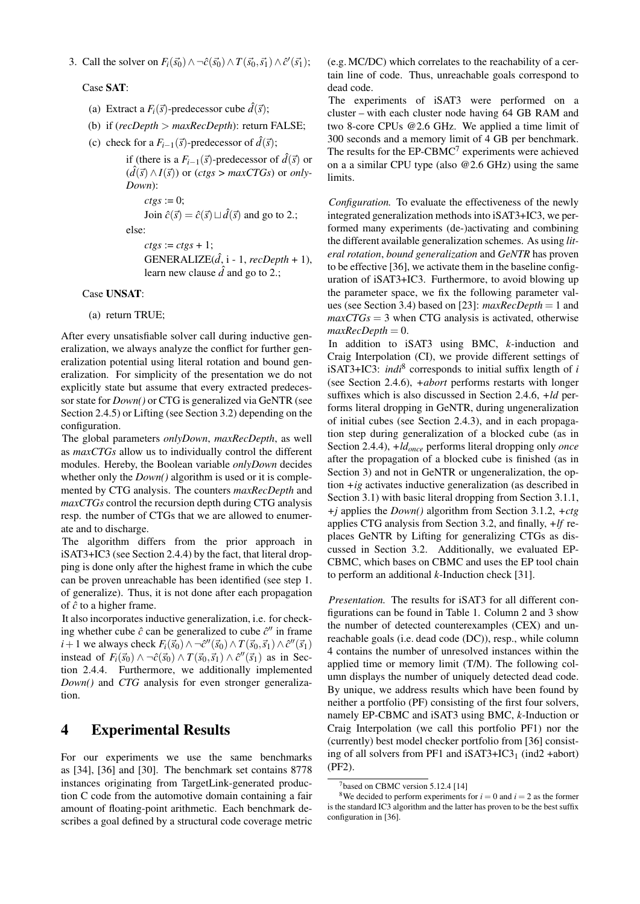3. Call the solver on $F_i(\vec{s}_0) \wedge \neg\hat{c}(\vec{s}_0) \wedge T(\vec{s}_0, \vec{s}_1) \wedge \hat{c}'(\vec{s}_1)$;

   Case **SAT**:

   (a) Extract a $F_i(\vec{s})$-predecessor cube $\hat{d}(\vec{s})$;

   (b) if ($recDepth > maxRecDepth$): return FALSE;

   (c) check for a $F_{i-1}(\vec{s})$-predecessor of $\hat{d}(\vec{s})$;

   if (there is a $F_{i-1}(\vec{s})$-predecessor of $\hat{d}(\vec{s})$ or $(\hat{d}(\vec{s}) \wedge I(\vec{s}))$ or (*ctgs* > *maxCTGs*) or *onlyDown*):

   *ctgs* := 0;

   Join $\hat{c}(\vec{s}) = \hat{c}(\vec{s}) \sqcup \hat{d}(\vec{s})$ and go to 2.;

   else:

   *ctgs* := *ctgs* + 1;

   GENERALIZE($\hat{d}$, i - 1, *recDepth* + 1), learn new clause $\hat{d}$ and go to 2.;

   Case **UNSAT**:

   (a) return TRUE;

After every unsatisfiable solver call during inductive generalization, we always analyze the conflict for further generalization potential using literal rotation and bound generalization. For simplicity of the presentation we do not explicitly state but assume that every extracted predecessor state for *Down()* or CTG is generalized via GeNTR (see Section 2.4.5) or Lifting (see Section 3.2) depending on the configuration.

The global parameters *onlyDown*, *maxRecDepth*, as well as *maxCTGs* allow us to individually control the different modules. Hereby, the Boolean variable *onlyDown* decides whether only the *Down()* algorithm is used or it is complemented by CTG analysis. The counters *maxRecDepth* and *maxCTGs* control the recursion depth during CTG analysis resp. the number of CTGs that we are allowed to enumerate and to discharge.

The algorithm differs from the prior approach in iSAT3+IC3 (see Section 2.4.4) by the fact, that literal dropping is done only after the highest frame in which the cube can be proven unreachable has been identified (see step 1. of generalize). Thus, it is not done after each propagation of $\hat{c}$ to a higher frame.

It also incorporates inductive generalization, i.e. for checking whether cube $\hat{c}$ can be generalized to cube $\hat{c}''$ in frame $i+1$ we always check $F_i(\vec{s}_0) \wedge \neg\hat{c}''(\vec{s}_0) \wedge T(\vec{s}_0, \vec{s}_1) \wedge \hat{c}''(\vec{s}_1)$ instead of $F_i(\vec{s}_0) \wedge \neg\hat{c}(\vec{s}_0) \wedge T(\vec{s}_0, \vec{s}_1) \wedge \hat{c}''(\vec{s}_1)$ as in Section 2.4.4. Furthermore, we additionally implemented *Down()* and *CTG* analysis for even stronger generalization.

# 4 Experimental Results

For our experiments we use the same benchmarks as [34], [36] and [30]. The benchmark set contains 8778 instances originating from TargetLink-generated production C code from the automotive domain containing a fair amount of floating-point arithmetic. Each benchmark describes a goal defined by a structural code coverage metric (e.g. MC/DC) which correlates to the reachability of a certain line of code. Thus, unreachable goals correspond to dead code.

The experiments of iSAT3 were performed on a cluster – with each cluster node having 64 GB RAM and two 8-core CPUs @2.6 GHz. We applied a time limit of 300 seconds and a memory limit of 4 GB per benchmark. The results for the EP-CBMC[7] experiments were achieved on a a similar CPU type (also @2.6 GHz) using the same limits.

*Configuration.* To evaluate the effectiveness of the newly integrated generalization methods into iSAT3+IC3, we performed many experiments (de-)activating and combining the different available generalization schemes. As using *literal rotation*, *bound generalization* and *GeNTR* has proven to be effective [36], we activate them in the baseline configuration of iSAT3+IC3. Furthermore, to avoid blowing up the parameter space, we fix the following parameter values (see Section 3.4) based on [23]: $maxRecDepth = 1$ and $maxCTGs = 3$ when CTG analysis is activated, otherwise $maxRecDepth = 0$.

In addition to iSAT3 using BMC, *k*-induction and Craig Interpolation (CI), we provide different settings of iSAT3+IC3: *indi*[8] corresponds to initial suffix length of $i$ (see Section 2.4.6), *+abort* performs restarts with longer suffixes which is also discussed in Section 2.4.6, *+ld* performs literal dropping in GeNTR, during ungeneralization of initial cubes (see Section 2.4.3), and in each propagation step during generalization of a blocked cube (as in Section 2.4.4), *+ld$_{once}$* performs literal dropping only *once* after the propagation of a blocked cube is finished (as in Section 3) and not in GeNTR or ungeneralization, the option *+ig* activates inductive generalization (as described in Section 3.1) with basic literal dropping from Section 3.1.1, *+j* applies the *Down()* algorithm from Section 3.1.2, *+ctg* applies CTG analysis from Section 3.2, and finally, *+lf* replaces GeNTR by Lifting for generalizing CTGs as discussed in Section 3.2. Additionally, we evaluated EP-CBMC, which bases on CBMC and uses the EP tool chain to perform an additional *k*-Induction check [31].

*Presentation.* The results for iSAT3 for all different configurations can be found in Table 1. Column 2 and 3 show the number of detected counterexamples (CEX) and unreachable goals (i.e. dead code (DC)), resp., while column 4 contains the number of unresolved instances within the applied time or memory limit (T/M). The following column displays the number of uniquely detected dead code. By unique, we address results which have been found by neither a portfolio (PF) consisting of the first four solvers, namely EP-CBMC and iSAT3 using BMC, *k*-Induction or Craig Interpolation (we call this portfolio PF1) nor the (currently) best model checker portfolio from [36] consisting of all solvers from PF1 and iSAT3+IC3$_1$ (ind2 +abort) (PF2).

[7] based on CBMC version 5.12.4 [14]

[8] We decided to perform experiments for $i = 0$ and $i = 2$ as the former is the standard IC3 algorithm and the latter has proven to be the best suffix configuration in [36].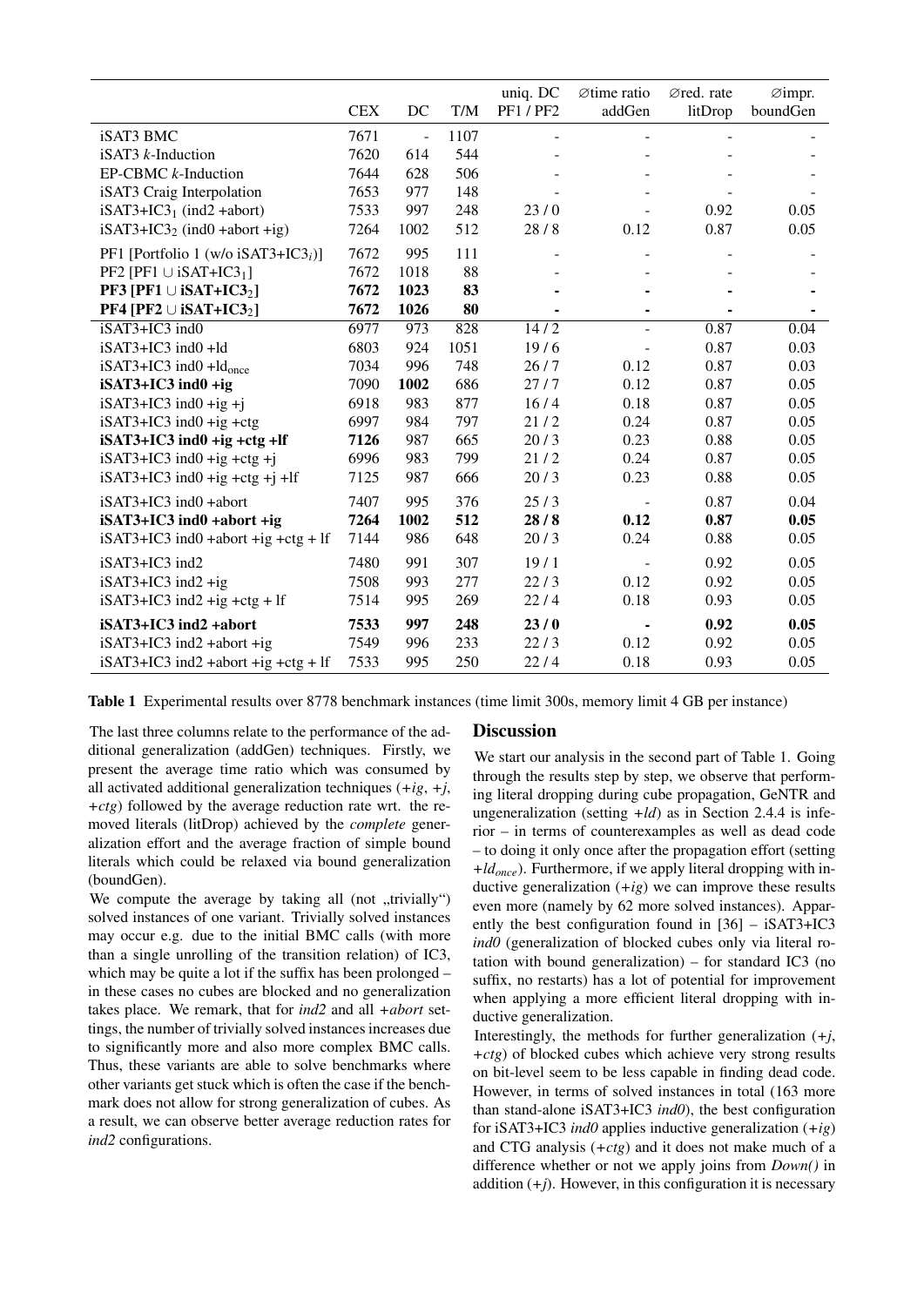| | CEX | DC | T/M | uniq. DC PF1 / PF2 | ∅time ratio addGen | ∅red. rate litDrop | ∅impr. boundGen |
|---|---|---|---|---|---|---|---|
| iSAT3 BMC | 7671 | - | 1107 | - | - | - | - |
| iSAT3 *k*-Induction | 7620 | 614 | 544 | - | - | - | - |
| EP-CBMC *k*-Induction | 7644 | 628 | 506 | - | - | - | - |
| iSAT3 Craig Interpolation | 7653 | 977 | 148 | - | - | - | - |
| iSAT3+IC3$_1$ (ind2 +abort) | 7533 | 997 | 248 | 23 / 0 | - | 0.92 | 0.05 |
| iSAT3+IC3$_2$ (ind0 +abort +ig) | 7264 | 1002 | 512 | 28 / 8 | 0.12 | 0.87 | 0.05 |
| PF1 [Portfolio 1 (w/o iSAT3+IC3$_i$)] | 7672 | 995 | 111 | - | - | - | - |
| PF2 [PF1 ∪ iSAT+IC3$_1$] | 7672 | 1018 | 88 | - | - | - | - |
| **PF3 [PF1 ∪ iSAT+IC3$_2$]** | **7672** | **1023** | **83** | **-** | **-** | **-** | **-** |
| **PF4 [PF2 ∪ iSAT+IC3$_2$]** | **7672** | **1026** | **80** | **-** | **-** | **-** | **-** |
| iSAT3+IC3 ind0 | 6977 | 973 | 828 | 14 / 2 | - | 0.87 | 0.04 |
| iSAT3+IC3 ind0 +ld | 6803 | 924 | 1051 | 19 / 6 | - | 0.87 | 0.03 |
| iSAT3+IC3 ind0 +ld$_{once}$ | 7034 | 996 | 748 | 26 / 7 | 0.12 | 0.87 | 0.03 |
| **iSAT3+IC3 ind0 +ig** | 7090 | **1002** | 686 | 27 / 7 | 0.12 | 0.87 | 0.05 |
| iSAT3+IC3 ind0 +ig +j | 6918 | 983 | 877 | 16 / 4 | 0.18 | 0.87 | 0.05 |
| iSAT3+IC3 ind0 +ig +ctg | 6997 | 984 | 797 | 21 / 2 | 0.24 | 0.87 | 0.05 |
| **iSAT3+IC3 ind0 +ig +ctg +lf** | **7126** | 987 | 665 | 20 / 3 | 0.23 | 0.88 | 0.05 |
| iSAT3+IC3 ind0 +ig +ctg +j | 6996 | 983 | 799 | 21 / 2 | 0.24 | 0.87 | 0.05 |
| iSAT3+IC3 ind0 +ig +ctg +j +lf | 7125 | 987 | 666 | 20 / 3 | 0.23 | 0.88 | 0.05 |
| iSAT3+IC3 ind0 +abort | 7407 | 995 | 376 | 25 / 3 | - | 0.87 | 0.04 |
| **iSAT3+IC3 ind0 +abort +ig** | **7264** | **1002** | **512** | **28 / 8** | **0.12** | **0.87** | **0.05** |
| iSAT3+IC3 ind0 +abort +ig +ctg + lf | 7144 | 986 | 648 | 20 / 3 | 0.24 | 0.88 | 0.05 |
| iSAT3+IC3 ind2 | 7480 | 991 | 307 | 19 / 1 | - | 0.92 | 0.05 |
| iSAT3+IC3 ind2 +ig | 7508 | 993 | 277 | 22 / 3 | 0.12 | 0.92 | 0.05 |
| iSAT3+IC3 ind2 +ig +ctg + lf | 7514 | 995 | 269 | 22 / 4 | 0.18 | 0.93 | 0.05 |
| **iSAT3+IC3 ind2 +abort** | **7533** | **997** | **248** | **23 / 0** | **-** | **0.92** | **0.05** |
| iSAT3+IC3 ind2 +abort +ig | 7549 | 996 | 233 | 22 / 3 | 0.12 | 0.92 | 0.05 |
| iSAT3+IC3 ind2 +abort +ig +ctg + lf | 7533 | 995 | 250 | 22 / 4 | 0.18 | 0.93 | 0.05 |

**Table 1** Experimental results over 8778 benchmark instances (time limit 300s, memory limit 4 GB per instance)

The last three columns relate to the performance of the additional generalization (addGen) techniques. Firstly, we present the average time ratio which was consumed by all activated additional generalization techniques (*+ig*, *+j*, *+ctg*) followed by the average reduction rate wrt. the removed literals (litDrop) achieved by the *complete* generalization effort and the average fraction of simple bound literals which could be relaxed via bound generalization (boundGen).

We compute the average by taking all (not „trivially") solved instances of one variant. Trivially solved instances may occur e.g. due to the initial BMC calls (with more than a single unrolling of the transition relation) of IC3, which may be quite a lot if the suffix has been prolonged – in these cases no cubes are blocked and no generalization takes place. We remark, that for *ind2* and all *+abort* settings, the number of trivially solved instances increases due to significantly more and also more complex BMC calls. Thus, these variants are able to solve benchmarks where other variants get stuck which is often the case if the benchmark does not allow for strong generalization of cubes. As a result, we can observe better average reduction rates for *ind2* configurations.

## Discussion

We start our analysis in the second part of Table 1. Going through the results step by step, we observe that performing literal dropping during cube propagation, GeNTR and ungeneralization (setting *+ld*) as in Section 2.4.4 is inferior – in terms of counterexamples as well as dead code – to doing it only once after the propagation effort (setting *+ld$_{once}$*). Furthermore, if we apply literal dropping with inductive generalization (*+ig*) we can improve these results even more (namely by 62 more solved instances). Apparently the best configuration found in [36] – iSAT3+IC3 *ind0* (generalization of blocked cubes only via literal rotation with bound generalization) – for standard IC3 (no suffix, no restarts) has a lot of potential for improvement when applying a more efficient literal dropping with inductive generalization.

Interestingly, the methods for further generalization (*+j*, *+ctg*) of blocked cubes which achieve very strong results on bit-level seem to be less capable in finding dead code. However, in terms of solved instances in total (163 more than stand-alone iSAT3+IC3 *ind0*), the best configuration for iSAT3+IC3 *ind0* applies inductive generalization (*+ig*) and CTG analysis (*+ctg*) and it does not make much of a difference whether or not we apply joins from *Down()* in addition (*+j*). However, in this configuration it is necessary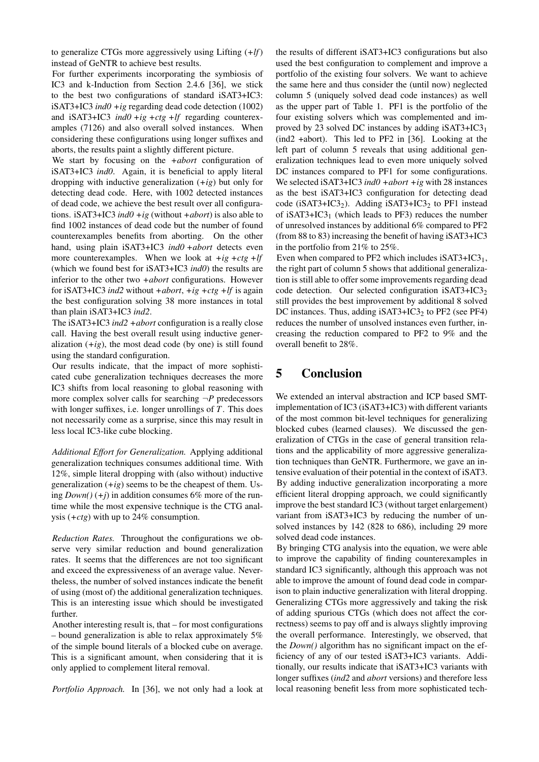to generalize CTGs more aggressively using Lifting (*+lf*) instead of GeNTR to achieve best results.

For further experiments incorporating the symbiosis of IC3 and k-Induction from Section 2.4.6 [36], we stick to the best two configurations of standard iSAT3+IC3: iSAT3+IC3 *ind0 +ig* regarding dead code detection (1002) and iSAT3+IC3 *ind0 +ig +ctg +lf* regarding counterexamples (7126) and also overall solved instances. When considering these configurations using longer suffixes and aborts, the results paint a slightly different picture.

We start by focusing on the *+abort* configuration of iSAT3+IC3 *ind0*. Again, it is beneficial to apply literal dropping with inductive generalization (*+ig*) but only for detecting dead code. Here, with 1002 detected instances of dead code, we achieve the best result over all configurations. iSAT3+IC3 *ind0 +ig* (without *+abort*) is also able to find 1002 instances of dead code but the number of found counterexamples benefits from aborting. On the other hand, using plain iSAT3+IC3 *ind0 +abort* detects even more counterexamples. When we look at *+ig +ctg +lf* (which we found best for iSAT3+IC3 *ind0*) the results are inferior to the other two *+abort* configurations. However for iSAT3+IC3 *ind2* without *+abort*, *+ig +ctg +lf* is again the best configuration solving 38 more instances in total than plain iSAT3+IC3 *ind2*.

The iSAT3+IC3 *ind2 +abort* configuration is a really close call. Having the best overall result using inductive generalization (*+ig*), the most dead code (by one) is still found using the standard configuration.

Our results indicate, that the impact of more sophisticated cube generalization techniques decreases the more IC3 shifts from local reasoning to global reasoning with more complex solver calls for searching $\neg P$ predecessors with longer suffixes, i.e. longer unrollings of $T$. This does not necessarily come as a surprise, since this may result in less local IC3-like cube blocking.

*Additional Effort for Generalization.* Applying additional generalization techniques consumes additional time. With 12%, simple literal dropping with (also without) inductive generalization (*+ig*) seems to be the cheapest of them. Using *Down()* (*+j*) in addition consumes 6% more of the runtime while the most expensive technique is the CTG analysis (*+ctg*) with up to 24% consumption.

*Reduction Rates.* Throughout the configurations we observe very similar reduction and bound generalization rates. It seems that the differences are not too significant and exceed the expressiveness of an average value. Nevertheless, the number of solved instances indicate the benefit of using (most of) the additional generalization techniques. This is an interesting issue which should be investigated further.

Another interesting result is, that – for most configurations – bound generalization is able to relax approximately 5% of the simple bound literals of a blocked cube on average. This is a significant amount, when considering that it is only applied to complement literal removal.

*Portfolio Approach.* In [36], we not only had a look at the results of different iSAT3+IC3 configurations but also used the best configuration to complement and improve a portfolio of the existing four solvers. We want to achieve the same here and thus consider the (until now) neglected column 5 (uniquely solved dead code instances) as well as the upper part of Table 1. PF1 is the portfolio of the four existing solvers which was complemented and improved by 23 solved DC instances by adding iSAT3+IC3$_1$ (ind2 +abort). This led to PF2 in [36]. Looking at the left part of column 5 reveals that using additional generalization techniques lead to even more uniquely solved DC instances compared to PF1 for some configurations. We selected iSAT3+IC3 *ind0 +abort +ig* with 28 instances as the best iSAT3+IC3 configuration for detecting dead code (iSAT3+IC3$_2$). Adding iSAT3+IC3$_2$ to PF1 instead of iSAT3+IC3$_1$ (which leads to PF3) reduces the number of unresolved instances by additional 6% compared to PF2 (from 88 to 83) increasing the benefit of having iSAT3+IC3 in the portfolio from 21% to 25%.

Even when compared to PF2 which includes iSAT3+IC3$_1$, the right part of column 5 shows that additional generalization is still able to offer some improvements regarding dead code detection. Our selected configuration iSAT3+IC3$_2$ still provides the best improvement by additional 8 solved DC instances. Thus, adding iSAT3+IC3$_2$ to PF2 (see PF4) reduces the number of unsolved instances even further, increasing the reduction compared to PF2 to 9% and the overall benefit to 28%.

# 5 Conclusion

We extended an interval abstraction and ICP based SMT-implementation of IC3 (iSAT3+IC3) with different variants of the most common bit-level techniques for generalizing blocked cubes (learned clauses). We discussed the generalization of CTGs in the case of general transition relations and the applicability of more aggressive generalization techniques than GeNTR. Furthermore, we gave an intensive evaluation of their potential in the context of iSAT3.

By adding inductive generalization incorporating a more efficient literal dropping approach, we could significantly improve the best standard IC3 (without target enlargement) variant from iSAT3+IC3 by reducing the number of unsolved instances by 142 (828 to 686), including 29 more solved dead code instances.

By bringing CTG analysis into the equation, we were able to improve the capability of finding counterexamples in standard IC3 significantly, although this approach was not able to improve the amount of found dead code in comparison to plain inductive generalization with literal dropping. Generalizing CTGs more aggressively and taking the risk of adding spurious CTGs (which does not affect the correctness) seems to pay off and is always slightly improving the overall performance. Interestingly, we observed, that the *Down()* algorithm has no significant impact on the efficiency of any of our tested iSAT3+IC3 variants. Additionally, our results indicate that iSAT3+IC3 variants with longer suffixes (*ind2* and *abort* versions) and therefore less local reasoning benefit less from more sophisticated tech-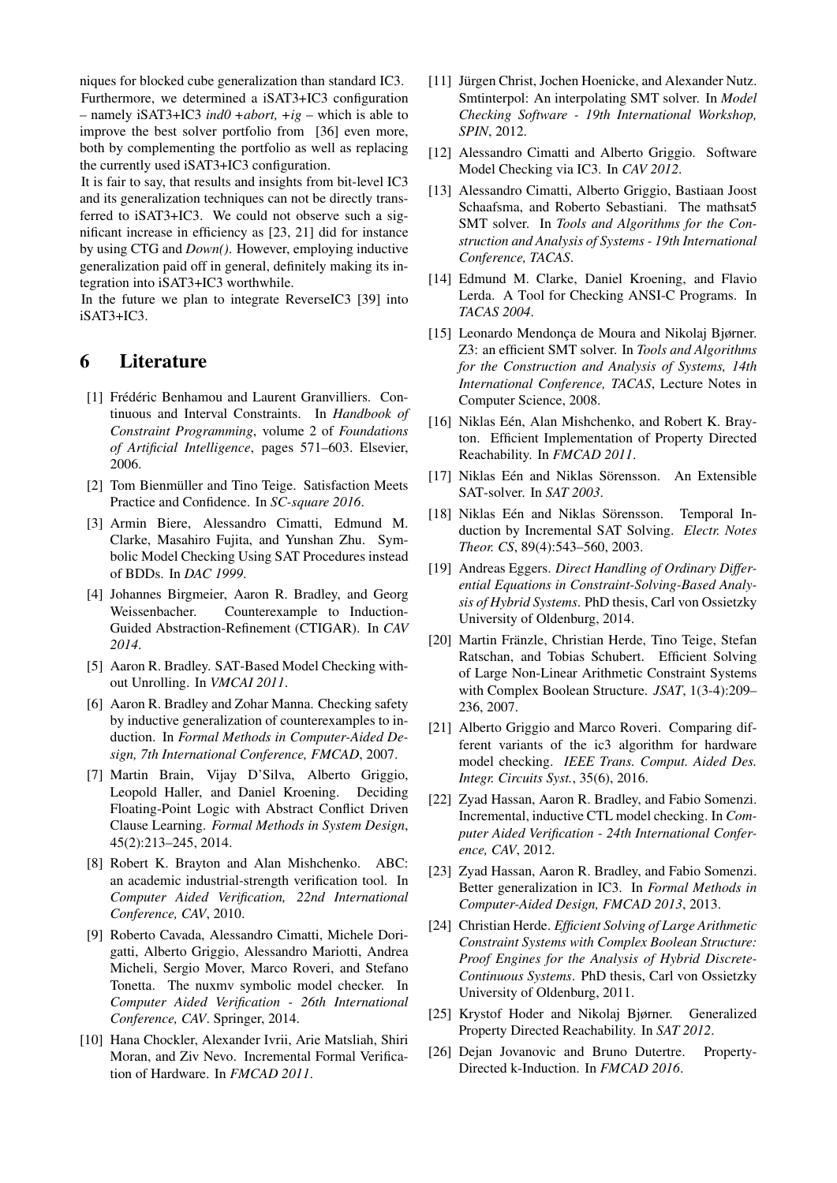niques for blocked cube generalization than standard IC3. Furthermore, we determined a iSAT3+IC3 configuration – namely iSAT3+IC3 *ind0 +abort, +ig* – which is able to improve the best solver portfolio from [36] even more, both by complementing the portfolio as well as replacing the currently used iSAT3+IC3 configuration.

It is fair to say, that results and insights from bit-level IC3 and its generalization techniques can not be directly transferred to iSAT3+IC3. We could not observe such a significant increase in efficiency as [23, 21] did for instance by using CTG and *Down()*. However, employing inductive generalization paid off in general, definitely making its integration into iSAT3+IC3 worthwhile.

In the future we plan to integrate ReverseIC3 [39] into iSAT3+IC3.

# 6 Literature

[1] Frédéric Benhamou and Laurent Granvilliers. Continuous and Interval Constraints. In *Handbook of Constraint Programming*, volume 2 of *Foundations of Artificial Intelligence*, pages 571–603. Elsevier, 2006.

[2] Tom Bienmüller and Tino Teige. Satisfaction Meets Practice and Confidence. In *SC-square 2016*.

[3] Armin Biere, Alessandro Cimatti, Edmund M. Clarke, Masahiro Fujita, and Yunshan Zhu. Symbolic Model Checking Using SAT Procedures instead of BDDs. In *DAC 1999*.

[4] Johannes Birgmeier, Aaron R. Bradley, and Georg Weissenbacher. Counterexample to Induction-Guided Abstraction-Refinement (CTIGAR). In *CAV 2014*.

[5] Aaron R. Bradley. SAT-Based Model Checking without Unrolling. In *VMCAI 2011*.

[6] Aaron R. Bradley and Zohar Manna. Checking safety by inductive generalization of counterexamples to induction. In *Formal Methods in Computer-Aided Design, 7th International Conference, FMCAD*, 2007.

[7] Martin Brain, Vijay D'Silva, Alberto Griggio, Leopold Haller, and Daniel Kroening. Deciding Floating-Point Logic with Abstract Conflict Driven Clause Learning. *Formal Methods in System Design*, 45(2):213–245, 2014.

[8] Robert K. Brayton and Alan Mishchenko. ABC: an academic industrial-strength verification tool. In *Computer Aided Verification, 22nd International Conference, CAV*, 2010.

[9] Roberto Cavada, Alessandro Cimatti, Michele Dorigatti, Alberto Griggio, Alessandro Mariotti, Andrea Micheli, Sergio Mover, Marco Roveri, and Stefano Tonetta. The nuxmv symbolic model checker. In *Computer Aided Verification - 26th International Conference, CAV*. Springer, 2014.

[10] Hana Chockler, Alexander Ivrii, Arie Matsliah, Shiri Moran, and Ziv Nevo. Incremental Formal Verification of Hardware. In *FMCAD 2011*.

[11] Jürgen Christ, Jochen Hoenicke, and Alexander Nutz. Smtinterpol: An interpolating SMT solver. In *Model Checking Software - 19th International Workshop, SPIN*, 2012.

[12] Alessandro Cimatti and Alberto Griggio. Software Model Checking via IC3. In *CAV 2012*.

[13] Alessandro Cimatti, Alberto Griggio, Bastiaan Joost Schaafsma, and Roberto Sebastiani. The mathsat5 SMT solver. In *Tools and Algorithms for the Construction and Analysis of Systems - 19th International Conference, TACAS*.

[14] Edmund M. Clarke, Daniel Kroening, and Flavio Lerda. A Tool for Checking ANSI-C Programs. In *TACAS 2004*.

[15] Leonardo Mendonça de Moura and Nikolaj Bjørner. Z3: an efficient SMT solver. In *Tools and Algorithms for the Construction and Analysis of Systems, 14th International Conference, TACAS*, Lecture Notes in Computer Science, 2008.

[16] Niklas Eén, Alan Mishchenko, and Robert K. Brayton. Efficient Implementation of Property Directed Reachability. In *FMCAD 2011*.

[17] Niklas Eén and Niklas Sörensson. An Extensible SAT-solver. In *SAT 2003*.

[18] Niklas Eén and Niklas Sörensson. Temporal Induction by Incremental SAT Solving. *Electr. Notes Theor. CS*, 89(4):543–560, 2003.

[19] Andreas Eggers. *Direct Handling of Ordinary Differential Equations in Constraint-Solving-Based Analysis of Hybrid Systems*. PhD thesis, Carl von Ossietzky University of Oldenburg, 2014.

[20] Martin Fränzle, Christian Herde, Tino Teige, Stefan Ratschan, and Tobias Schubert. Efficient Solving of Large Non-Linear Arithmetic Constraint Systems with Complex Boolean Structure. *JSAT*, 1(3-4):209–236, 2007.

[21] Alberto Griggio and Marco Roveri. Comparing different variants of the ic3 algorithm for hardware model checking. *IEEE Trans. Comput. Aided Des. Integr. Circuits Syst.*, 35(6), 2016.

[22] Zyad Hassan, Aaron R. Bradley, and Fabio Somenzi. Incremental, inductive CTL model checking. In *Computer Aided Verification - 24th International Conference, CAV*, 2012.

[23] Zyad Hassan, Aaron R. Bradley, and Fabio Somenzi. Better generalization in IC3. In *Formal Methods in Computer-Aided Design, FMCAD 2013*, 2013.

[24] Christian Herde. *Efficient Solving of Large Arithmetic Constraint Systems with Complex Boolean Structure: Proof Engines for the Analysis of Hybrid Discrete-Continuous Systems*. PhD thesis, Carl von Ossietzky University of Oldenburg, 2011.

[25] Krystof Hoder and Nikolaj Bjørner. Generalized Property Directed Reachability. In *SAT 2012*.

[26] Dejan Jovanovic and Bruno Dutertre. Property-Directed k-Induction. In *FMCAD 2016*.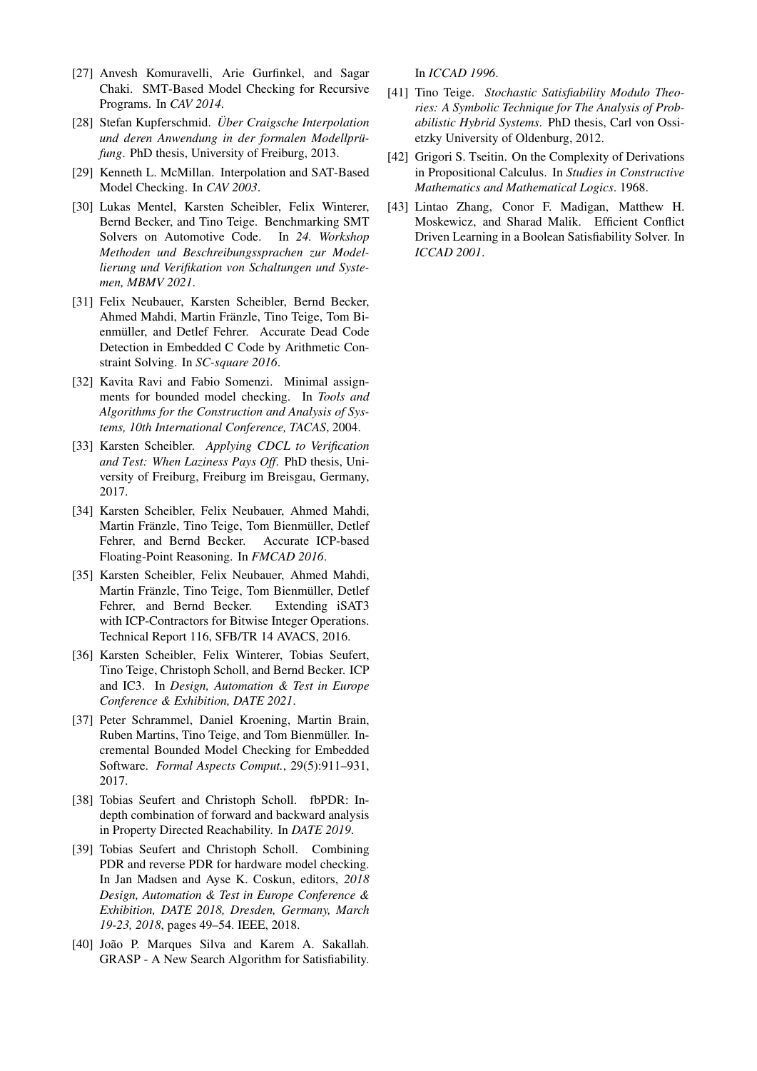[27] Anvesh Komuravelli, Arie Gurfinkel, and Sagar Chaki. SMT-Based Model Checking for Recursive Programs. In *CAV 2014*.

[28] Stefan Kupferschmid. *Über Craigsche Interpolation und deren Anwendung in der formalen Modellprüfung*. PhD thesis, University of Freiburg, 2013.

[29] Kenneth L. McMillan. Interpolation and SAT-Based Model Checking. In *CAV 2003*.

[30] Lukas Mentel, Karsten Scheibler, Felix Winterer, Bernd Becker, and Tino Teige. Benchmarking SMT Solvers on Automotive Code. In *24. Workshop Methoden und Beschreibungssprachen zur Modellierung und Verifikation von Schaltungen und Systemen, MBMV 2021*.

[31] Felix Neubauer, Karsten Scheibler, Bernd Becker, Ahmed Mahdi, Martin Fränzle, Tino Teige, Tom Bienmüller, and Detlef Fehrer. Accurate Dead Code Detection in Embedded C Code by Arithmetic Constraint Solving. In *SC-square 2016*.

[32] Kavita Ravi and Fabio Somenzi. Minimal assignments for bounded model checking. In *Tools and Algorithms for the Construction and Analysis of Systems, 10th International Conference, TACAS*, 2004.

[33] Karsten Scheibler. *Applying CDCL to Verification and Test: When Laziness Pays Off*. PhD thesis, University of Freiburg, Freiburg im Breisgau, Germany, 2017.

[34] Karsten Scheibler, Felix Neubauer, Ahmed Mahdi, Martin Fränzle, Tino Teige, Tom Bienmüller, Detlef Fehrer, and Bernd Becker. Accurate ICP-based Floating-Point Reasoning. In *FMCAD 2016*.

[35] Karsten Scheibler, Felix Neubauer, Ahmed Mahdi, Martin Fränzle, Tino Teige, Tom Bienmüller, Detlef Fehrer, and Bernd Becker. Extending iSAT3 with ICP-Contractors for Bitwise Integer Operations. Technical Report 116, SFB/TR 14 AVACS, 2016.

[36] Karsten Scheibler, Felix Winterer, Tobias Seufert, Tino Teige, Christoph Scholl, and Bernd Becker. ICP and IC3. In *Design, Automation & Test in Europe Conference & Exhibition, DATE 2021*.

[37] Peter Schrammel, Daniel Kroening, Martin Brain, Ruben Martins, Tino Teige, and Tom Bienmüller. Incremental Bounded Model Checking for Embedded Software. *Formal Aspects Comput.*, 29(5):911–931, 2017.

[38] Tobias Seufert and Christoph Scholl. fbPDR: In-depth combination of forward and backward analysis in Property Directed Reachability. In *DATE 2019*.

[39] Tobias Seufert and Christoph Scholl. Combining PDR and reverse PDR for hardware model checking. In Jan Madsen and Ayse K. Coskun, editors, *2018 Design, Automation & Test in Europe Conference & Exhibition, DATE 2018, Dresden, Germany, March 19-23, 2018*, pages 49–54. IEEE, 2018.

[40] João P. Marques Silva and Karem A. Sakallah. GRASP - A New Search Algorithm for Satisfiability. In *ICCAD 1996*.

[41] Tino Teige. *Stochastic Satisfiability Modulo Theories: A Symbolic Technique for The Analysis of Probabilistic Hybrid Systems*. PhD thesis, Carl von Ossietzky University of Oldenburg, 2012.

[42] Grigori S. Tseitin. On the Complexity of Derivations in Propositional Calculus. In *Studies in Constructive Mathematics and Mathematical Logics*. 1968.

[43] Lintao Zhang, Conor F. Madigan, Matthew H. Moskewicz, and Sharad Malik. Efficient Conflict Driven Learning in a Boolean Satisfiability Solver. In *ICCAD 2001*.